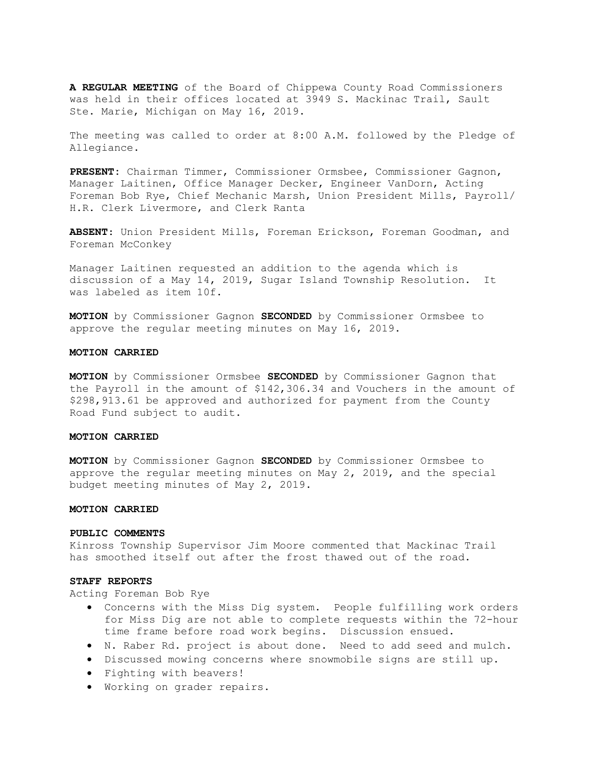**A REGULAR MEETING** of the Board of Chippewa County Road Commissioners was held in their offices located at 3949 S. Mackinac Trail, Sault Ste. Marie, Michigan on May 16, 2019.

The meeting was called to order at 8:00 A.M. followed by the Pledge of Allegiance.

**PRESENT**: Chairman Timmer, Commissioner Ormsbee, Commissioner Gagnon, Manager Laitinen, Office Manager Decker, Engineer VanDorn, Acting Foreman Bob Rye, Chief Mechanic Marsh, Union President Mills, Payroll/ H.R. Clerk Livermore, and Clerk Ranta

**ABSENT**: Union President Mills, Foreman Erickson, Foreman Goodman, and Foreman McConkey

Manager Laitinen requested an addition to the agenda which is discussion of a May 14, 2019, Sugar Island Township Resolution. It was labeled as item 10f.

**MOTION** by Commissioner Gagnon **SECONDED** by Commissioner Ormsbee to approve the regular meeting minutes on May 16, 2019.

**MOTION CARRIED**

**MOTION** by Commissioner Ormsbee **SECONDED** by Commissioner Gagnon that the Payroll in the amount of $142,306.34 and Vouchers in the amount of $298,913.61 be approved and authorized for payment from the County Road Fund subject to audit.

**MOTION CARRIED**

**MOTION** by Commissioner Gagnon **SECONDED** by Commissioner Ormsbee to approve the regular meeting minutes on May 2, 2019, and the special budget meeting minutes of May 2, 2019.

**MOTION CARRIED**

**PUBLIC COMMENTS**

Kinross Township Supervisor Jim Moore commented that Mackinac Trail has smoothed itself out after the frost thawed out of the road.

**STAFF REPORTS**

Acting Foreman Bob Rye

- Concerns with the Miss Dig system. People fulfilling work orders for Miss Dig are not able to complete requests within the 72-hour time frame before road work begins. Discussion ensued.
- N. Raber Rd. project is about done. Need to add seed and mulch.
- Discussed mowing concerns where snowmobile signs are still up.
- Fighting with beavers!
- Working on grader repairs.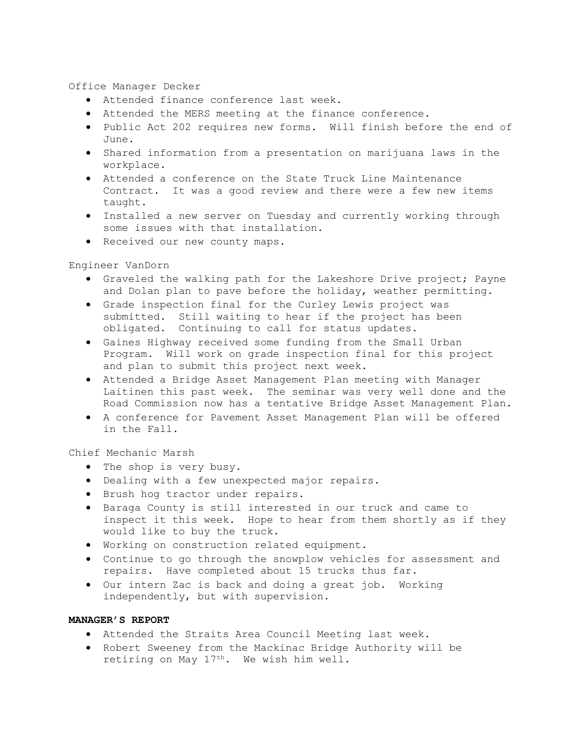Office Manager Decker

- Attended finance conference last week.
- Attended the MERS meeting at the finance conference.
- Public Act 202 requires new forms. Will finish before the end of June.
- Shared information from a presentation on marijuana laws in the workplace.
- Attended a conference on the State Truck Line Maintenance Contract. It was a good review and there were a few new items taught.
- Installed a new server on Tuesday and currently working through some issues with that installation.
- Received our new county maps.

Engineer VanDorn

- Graveled the walking path for the Lakeshore Drive project; Payne and Dolan plan to pave before the holiday, weather permitting.
- Grade inspection final for the Curley Lewis project was submitted. Still waiting to hear if the project has been obligated. Continuing to call for status updates.
- Gaines Highway received some funding from the Small Urban Program. Will work on grade inspection final for this project and plan to submit this project next week.
- Attended a Bridge Asset Management Plan meeting with Manager Laitinen this past week. The seminar was very well done and the Road Commission now has a tentative Bridge Asset Management Plan.
- A conference for Pavement Asset Management Plan will be offered in the Fall.

Chief Mechanic Marsh

- The shop is very busy.
- Dealing with a few unexpected major repairs.
- Brush hog tractor under repairs.
- Baraga County is still interested in our truck and came to inspect it this week. Hope to hear from them shortly as if they would like to buy the truck.
- Working on construction related equipment.
- Continue to go through the snowplow vehicles for assessment and repairs. Have completed about 15 trucks thus far.
- Our intern Zac is back and doing a great job. Working independently, but with supervision.

**MANAGER'S REPORT**

- Attended the Straits Area Council Meeting last week.
- Robert Sweeney from the Mackinac Bridge Authority will be retiring on May 17th. We wish him well.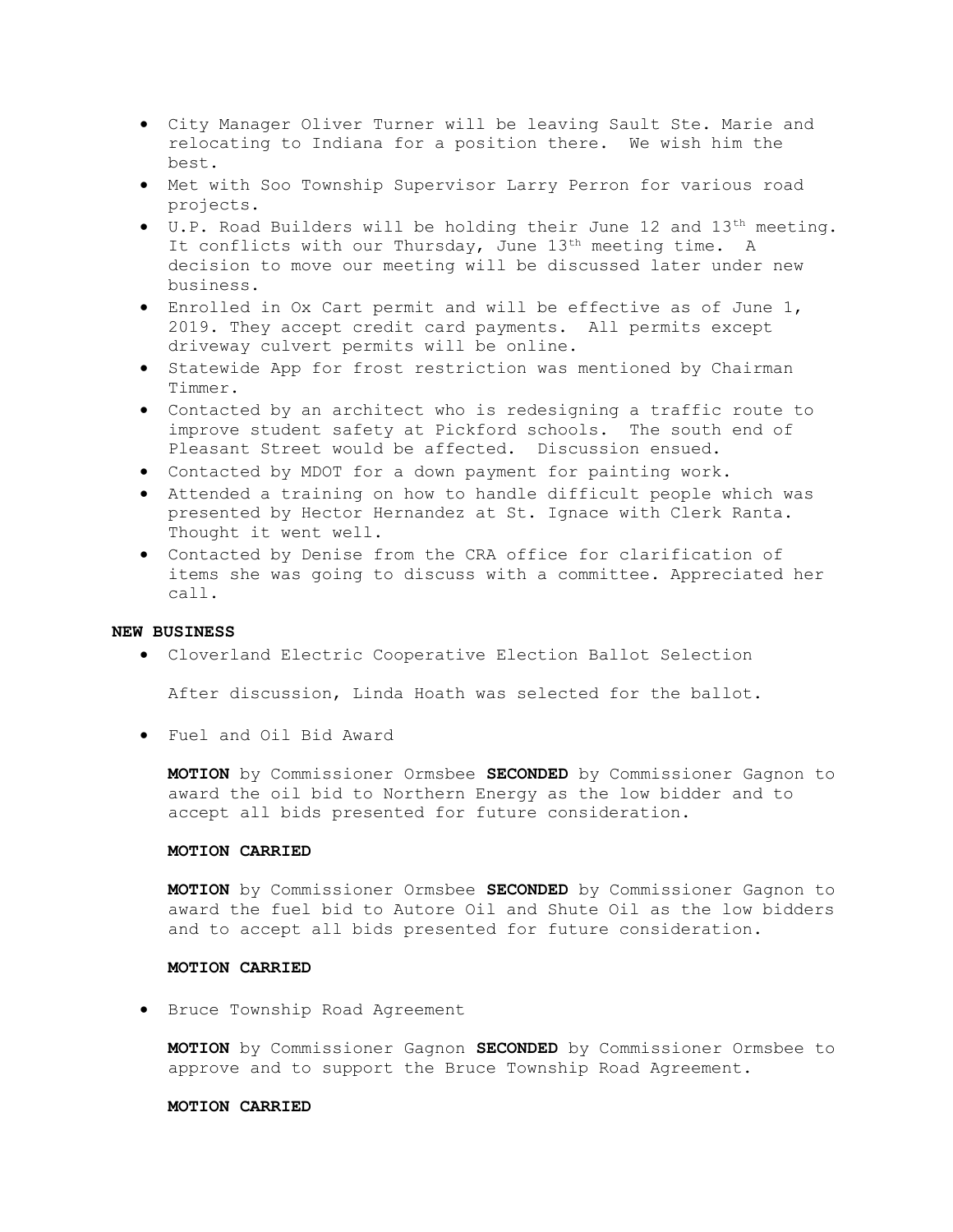- City Manager Oliver Turner will be leaving Sault Ste. Marie and relocating to Indiana for a position there. We wish him the best.
- Met with Soo Township Supervisor Larry Perron for various road projects.
- U.P. Road Builders will be holding their June 12 and 13th meeting. It conflicts with our Thursday, June 13th meeting time. A decision to move our meeting will be discussed later under new business.
- Enrolled in Ox Cart permit and will be effective as of June 1, 2019. They accept credit card payments. All permits except driveway culvert permits will be online.
- Statewide App for frost restriction was mentioned by Chairman Timmer.
- Contacted by an architect who is redesigning a traffic route to improve student safety at Pickford schools. The south end of Pleasant Street would be affected. Discussion ensued.
- Contacted by MDOT for a down payment for painting work.
- Attended a training on how to handle difficult people which was presented by Hector Hernandez at St. Ignace with Clerk Ranta. Thought it went well.
- Contacted by Denise from the CRA office for clarification of items she was going to discuss with a committee. Appreciated her call.

**NEW BUSINESS**

- Cloverland Electric Cooperative Election Ballot Selection

  After discussion, Linda Hoath was selected for the ballot.

- Fuel and Oil Bid Award

  **MOTION** by Commissioner Ormsbee **SECONDED** by Commissioner Gagnon to award the oil bid to Northern Energy as the low bidder and to accept all bids presented for future consideration.

  **MOTION CARRIED**

  **MOTION** by Commissioner Ormsbee **SECONDED** by Commissioner Gagnon to award the fuel bid to Autore Oil and Shute Oil as the low bidders and to accept all bids presented for future consideration.

  **MOTION CARRIED**

- Bruce Township Road Agreement

  **MOTION** by Commissioner Gagnon **SECONDED** by Commissioner Ormsbee to approve and to support the Bruce Township Road Agreement.

  **MOTION CARRIED**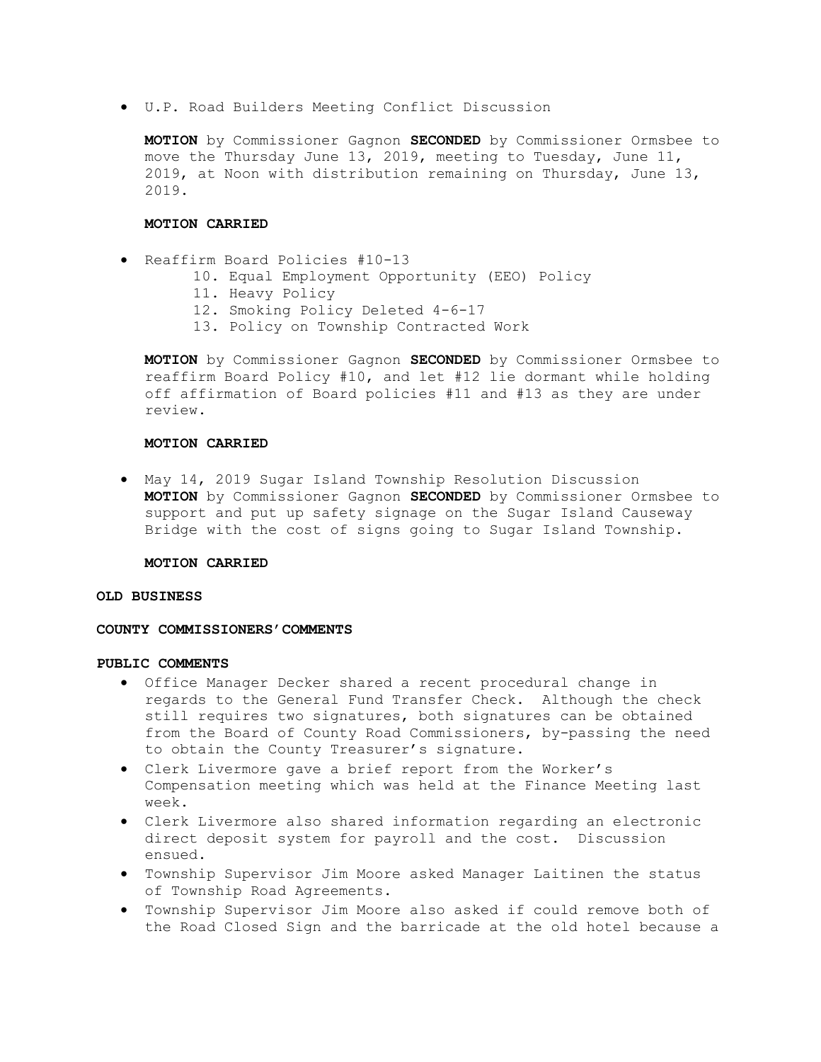- U.P. Road Builders Meeting Conflict Discussion

  **MOTION** by Commissioner Gagnon **SECONDED** by Commissioner Ormsbee to move the Thursday June 13, 2019, meeting to Tuesday, June 11, 2019, at Noon with distribution remaining on Thursday, June 13, 2019.

  **MOTION CARRIED**

- Reaffirm Board Policies #10-13
  10. Equal Employment Opportunity (EEO) Policy
  11. Heavy Policy
  12. Smoking Policy Deleted 4-6-17
  13. Policy on Township Contracted Work

  **MOTION** by Commissioner Gagnon **SECONDED** by Commissioner Ormsbee to reaffirm Board Policy #10, and let #12 lie dormant while holding off affirmation of Board policies #11 and #13 as they are under review.

  **MOTION CARRIED**

- May 14, 2019 Sugar Island Township Resolution Discussion
  **MOTION** by Commissioner Gagnon **SECONDED** by Commissioner Ormsbee to support and put up safety signage on the Sugar Island Causeway Bridge with the cost of signs going to Sugar Island Township.

  **MOTION CARRIED**

**OLD BUSINESS**

**COUNTY COMMISSIONERS'COMMENTS**

**PUBLIC COMMENTS**

- Office Manager Decker shared a recent procedural change in regards to the General Fund Transfer Check. Although the check still requires two signatures, both signatures can be obtained from the Board of County Road Commissioners, by-passing the need to obtain the County Treasurer's signature.
- Clerk Livermore gave a brief report from the Worker's Compensation meeting which was held at the Finance Meeting last week.
- Clerk Livermore also shared information regarding an electronic direct deposit system for payroll and the cost. Discussion ensued.
- Township Supervisor Jim Moore asked Manager Laitinen the status of Township Road Agreements.
- Township Supervisor Jim Moore also asked if could remove both of the Road Closed Sign and the barricade at the old hotel because a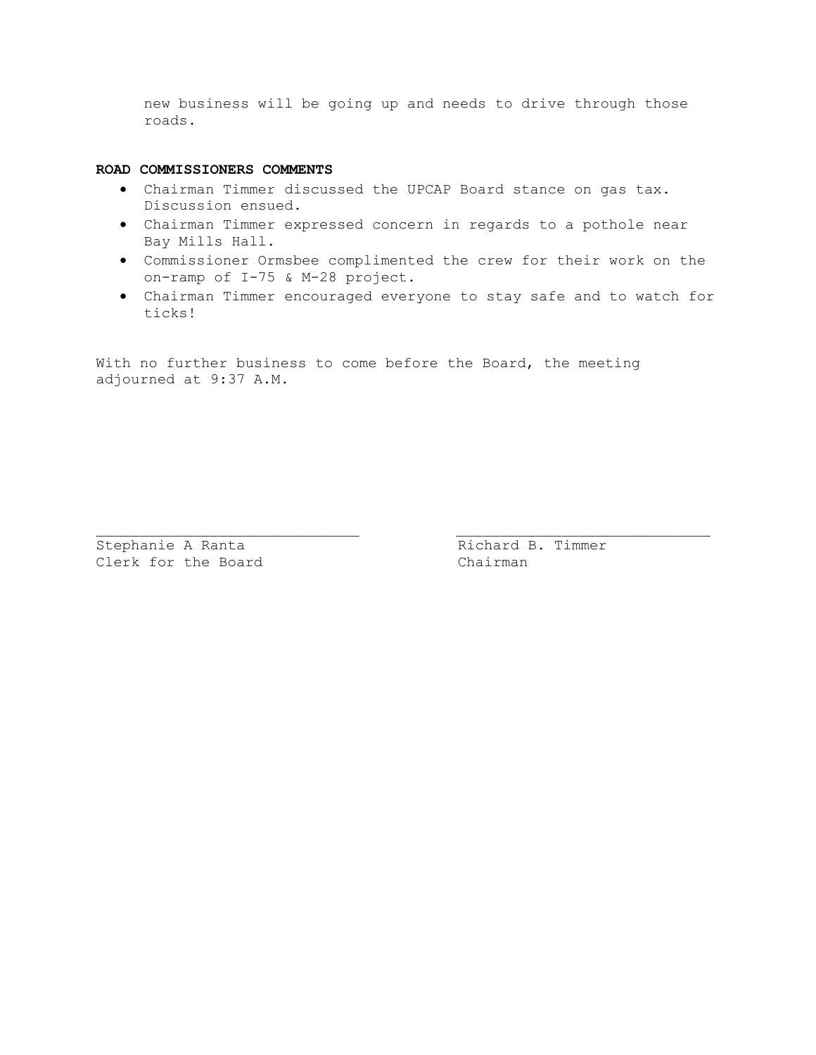new business will be going up and needs to drive through those roads.

**ROAD COMMISSIONERS COMMENTS**

- Chairman Timmer discussed the UPCAP Board stance on gas tax. Discussion ensued.
- Chairman Timmer expressed concern in regards to a pothole near Bay Mills Hall.
- Commissioner Ormsbee complimented the crew for their work on the on-ramp of I-75 & M-28 project.
- Chairman Timmer encouraged everyone to stay safe and to watch for ticks!

With no further business to come before the Board, the meeting adjourned at 9:37 A.M.

| | |
|---|---|
| ______________________________ | ______________________________ |
| Stephanie A Ranta | Richard B. Timmer |
| Clerk for the Board | Chairman |